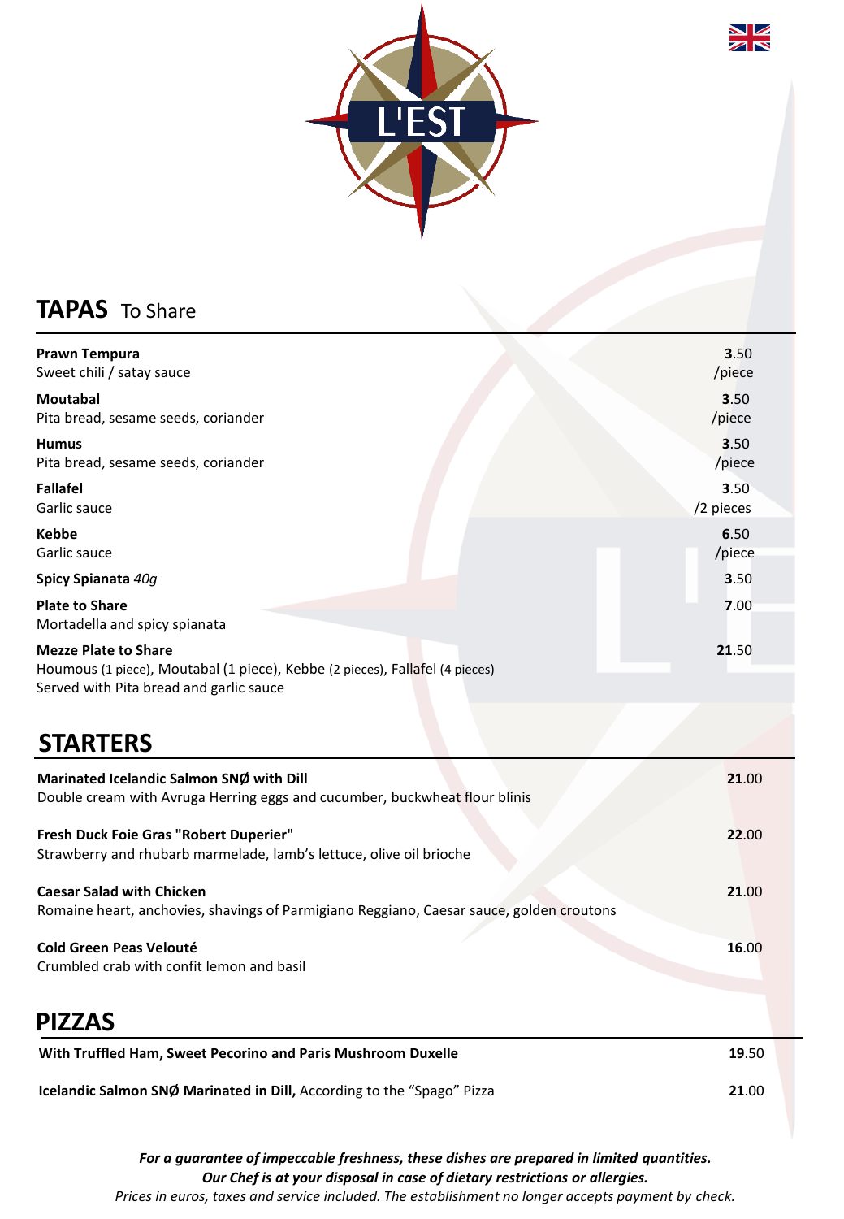# L'EST

## TAPAS To Share

**Prawn Tempura** — **3**.50 /piece
Sweet chili / satay sauce

**Moutabal** — **3**.50 /piece
Pita bread, sesame seeds, coriander

**Humus** — **3**.50 /piece
Pita bread, sesame seeds, coriander

**Fallafel** — **3**.50 /2 pieces
Garlic sauce

**Kebbe** — **6**.50 /piece
Garlic sauce

**Spicy Spianata** *40g* — **3**.50

**Plate to Share** — **7**.00
Mortadella and spicy spianata

**Mezze Plate to Share** — **21**.50
Houmous (1 piece), Moutabal (1 piece), Kebbe (2 pieces), Fallafel (4 pieces)
Served with Pita bread and garlic sauce

## STARTERS

**Marinated Icelandic Salmon SNØ with Dill** — **21**.00
Double cream with Avruga Herring eggs and cucumber, buckwheat flour blinis

**Fresh Duck Foie Gras "Robert Duperier"** — **22**.00
Strawberry and rhubarb marmelade, lamb's lettuce, olive oil brioche

**Caesar Salad with Chicken** — **21**.00
Romaine heart, anchovies, shavings of Parmigiano Reggiano, Caesar sauce, golden croutons

**Cold Green Peas Velouté** — **16**.00
Crumbled crab with confit lemon and basil

## PIZZAS

**With Truffled Ham, Sweet Pecorino and Paris Mushroom Duxelle** — **19**.50

**Icelandic Salmon SNØ Marinated in Dill,** According to the "Spago" Pizza — **21**.00

***For a guarantee of impeccable freshness, these dishes are prepared in limited quantities.***
***Our Chef is at your disposal in case of dietary restrictions or allergies.***
*Prices in euros, taxes and service included. The establishment no longer accepts payment by check.*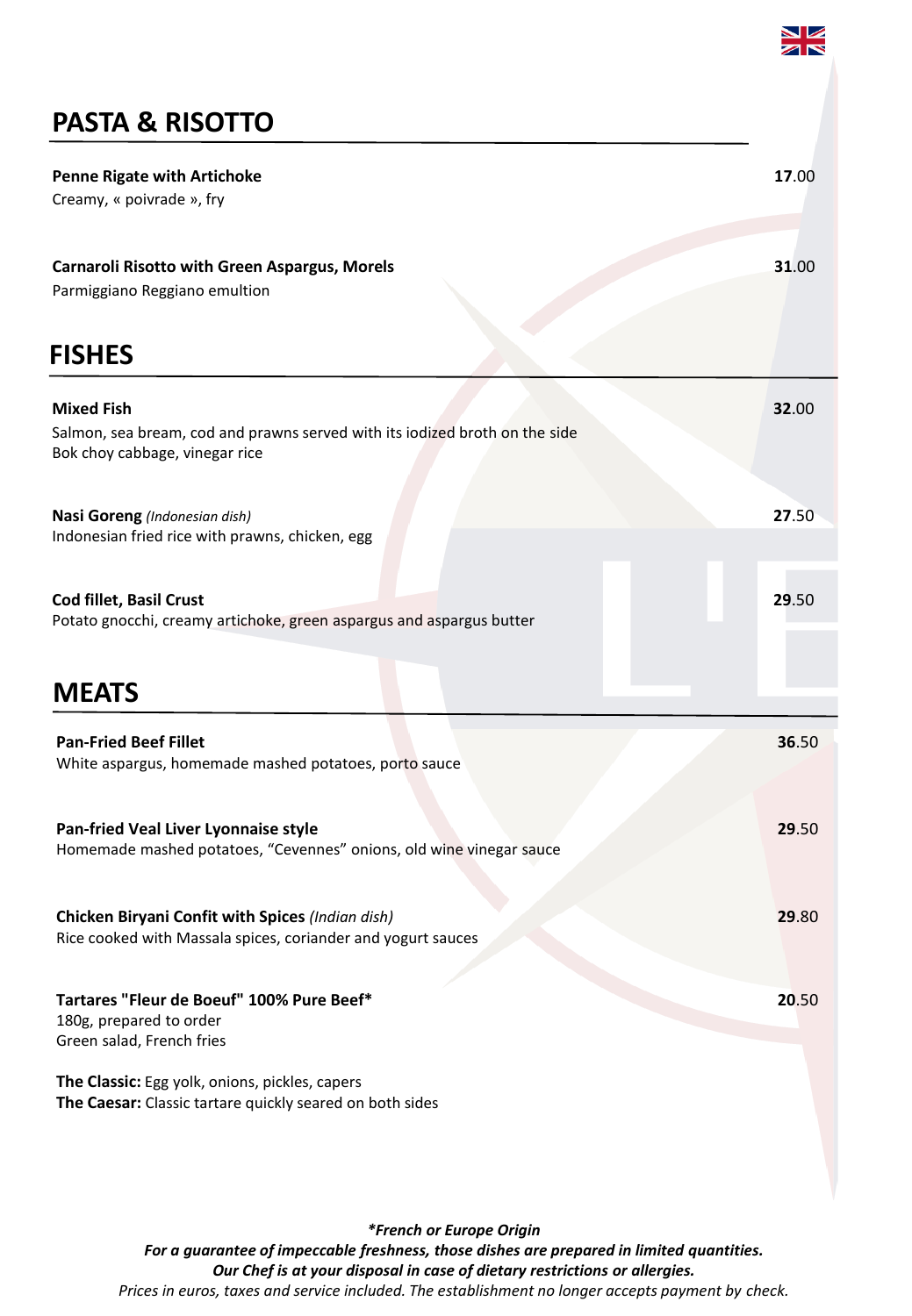## PASTA & RISOTTO

**Penne Rigate with Artichoke** **17**.00
Creamy, « poivrade », fry

**Carnaroli Risotto with Green Aspargus, Morels** **31**.00
Parmiggiano Reggiano emultion

## FISHES

**Mixed Fish** **32**.00
Salmon, sea bream, cod and prawns served with its iodized broth on the side
Bok choy cabbage, vinegar rice

**Nasi Goreng** *(Indonesian dish)* **27**.50
Indonesian fried rice with prawns, chicken, egg

**Cod fillet, Basil Crust** **29**.50
Potato gnocchi, creamy artichoke, green aspargus and aspargus butter

## MEATS

**Pan-Fried Beef Fillet** **36**.50
White aspargus, homemade mashed potatoes, porto sauce

**Pan-fried Veal Liver Lyonnaise style** **29**.50
Homemade mashed potatoes, "Cevennes" onions, old wine vinegar sauce

**Chicken Biryani Confit with Spices** *(Indian dish)* **29**.80
Rice cooked with Massala spices, coriander and yogurt sauces

**Tartares "Fleur de Boeuf" 100% Pure Beef*** **20**.50
180g, prepared to order
Green salad, French fries

**The Classic:** Egg yolk, onions, pickles, capers
**The Caesar:** Classic tartare quickly seared on both sides

***French or Europe Origin***
***For a guarantee of impeccable freshness, those dishes are prepared in limited quantities.***
***Our Chef is at your disposal in case of dietary restrictions or allergies.***
*Prices in euros, taxes and service included. The establishment no longer accepts payment by check.*